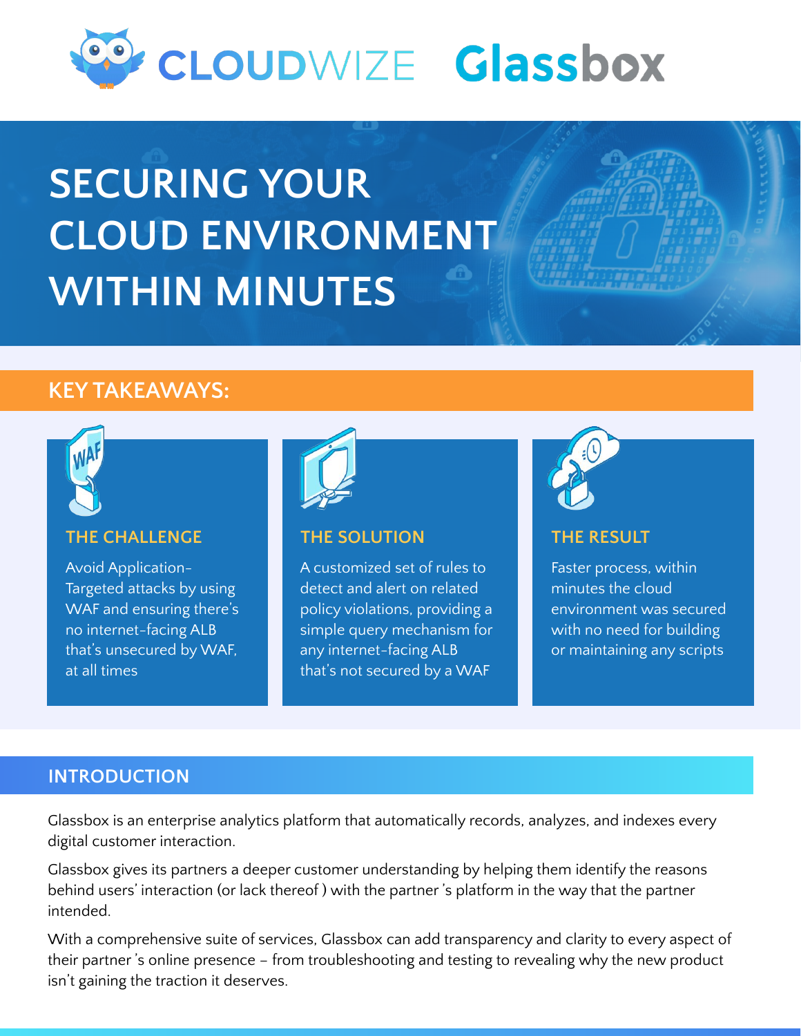CLOUDWIZE Glassbox

# SECURING YOUR CLOUD ENVIRONMENT WITHIN MINUTES

## KEY TAKEAWAYS:

### THE CHALLENGE

Avoid Application-Targeted attacks by using WAF and ensuring there's no internet-facing ALB that's unsecured by WAF, at all times

### THE SOLUTION

A customized set of rules to detect and alert on related policy violations, providing a simple query mechanism for any internet-facing ALB that's not secured by a WAF

### THE RESULT

Faster process, within minutes the cloud environment was secured with no need for building or maintaining any scripts

## INTRODUCTION

Glassbox is an enterprise analytics platform that automatically records, analyzes, and indexes every digital customer interaction.

Glassbox gives its partners a deeper customer understanding by helping them identify the reasons behind users' interaction (or lack thereof ) with the partner 's platform in the way that the partner intended.

With a comprehensive suite of services, Glassbox can add transparency and clarity to every aspect of their partner 's online presence – from troubleshooting and testing to revealing why the new product isn't gaining the traction it deserves.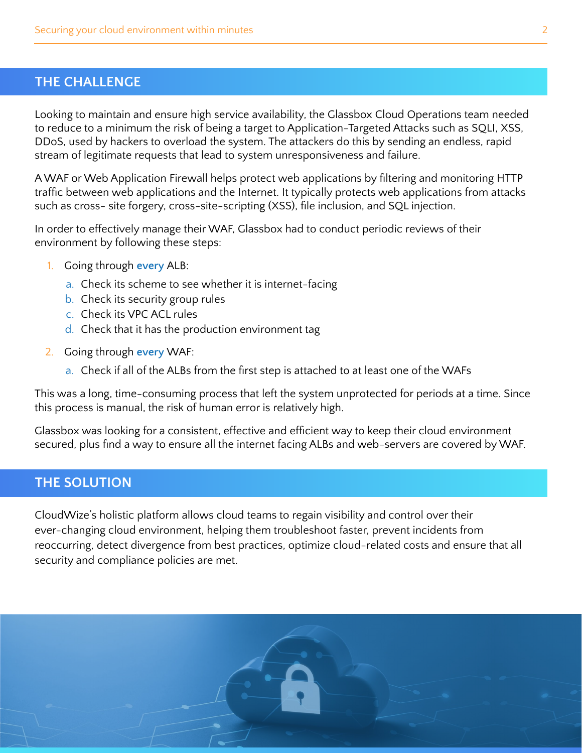## THE CHALLENGE

Looking to maintain and ensure high service availability, the Glassbox Cloud Operations team needed to reduce to a minimum the risk of being a target to Application-Targeted Attacks such as SQLI, XSS, DDoS, used by hackers to overload the system. The attackers do this by sending an endless, rapid stream of legitimate requests that lead to system unresponsiveness and failure.

A WAF or Web Application Firewall helps protect web applications by filtering and monitoring HTTP traffic between web applications and the Internet. It typically protects web applications from attacks such as cross- site forgery, cross-site-scripting (XSS), file inclusion, and SQL injection.

In order to effectively manage their WAF, Glassbox had to conduct periodic reviews of their environment by following these steps:

1. Going through **every** ALB:
   a. Check its scheme to see whether it is internet-facing
   b. Check its security group rules
   c. Check its VPC ACL rules
   d. Check that it has the production environment tag
2. Going through **every** WAF:
   a. Check if all of the ALBs from the first step is attached to at least one of the WAFs

This was a long, time-consuming process that left the system unprotected for periods at a time. Since this process is manual, the risk of human error is relatively high.

Glassbox was looking for a consistent, effective and efficient way to keep their cloud environment secured, plus find a way to ensure all the internet facing ALBs and web-servers are covered by WAF.

## THE SOLUTION

CloudWize's holistic platform allows cloud teams to regain visibility and control over their ever-changing cloud environment, helping them troubleshoot faster, prevent incidents from reoccurring, detect divergence from best practices, optimize cloud-related costs and ensure that all security and compliance policies are met.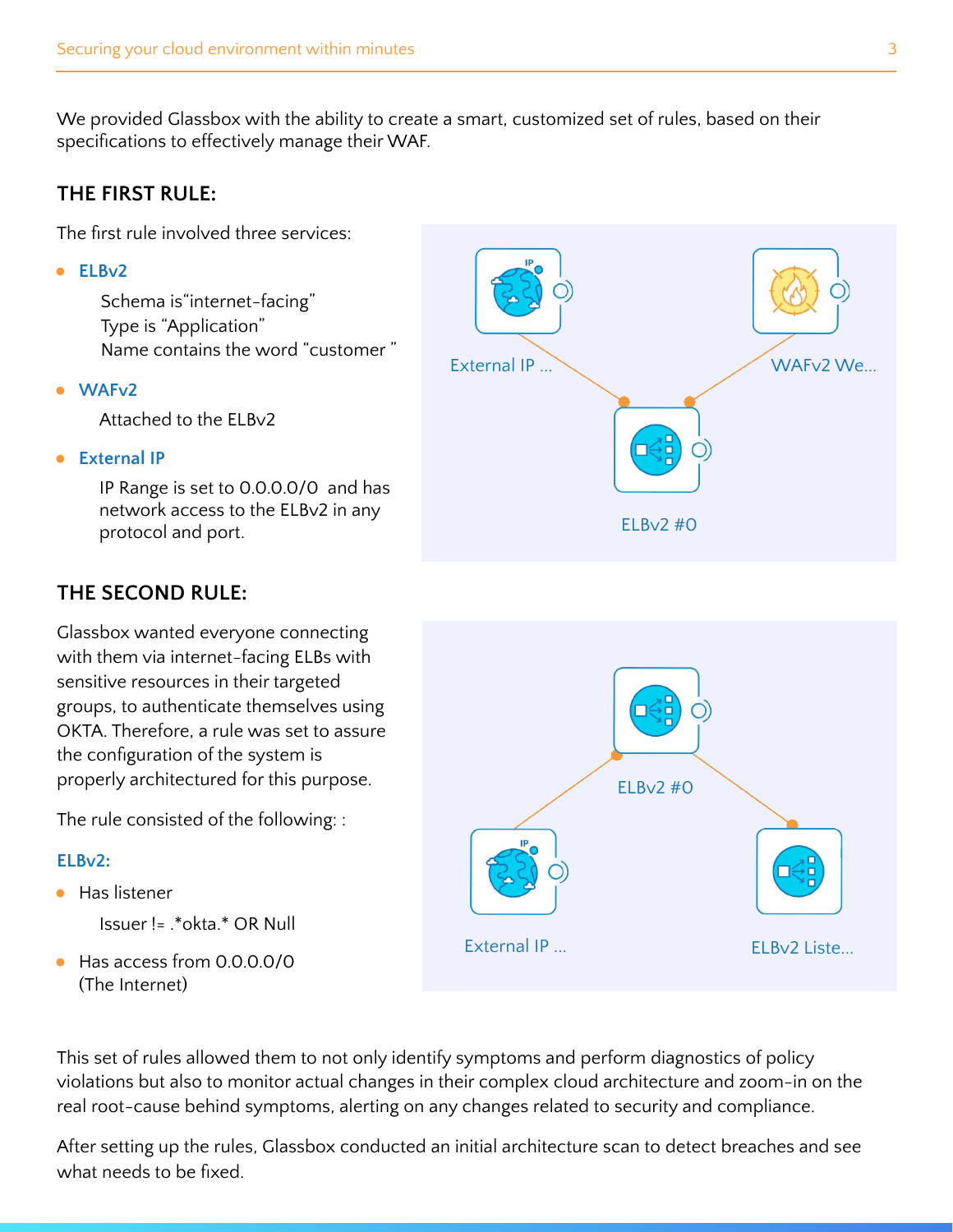We provided Glassbox with the ability to create a smart, customized set of rules, based on their specifications to effectively manage their WAF.

### THE FIRST RULE:

The first rule involved three services:

- **ELBv2**

  Schema is“internet-facing”
  Type is “Application”
  Name contains the word “customer ”

- **WAFv2**

  Attached to the ELBv2

- **External IP**

  IP Range is set to 0.0.0.0/0 and has network access to the ELBv2 in any protocol and port.

### THE SECOND RULE:

Glassbox wanted everyone connecting with them via internet-facing ELBs with sensitive resources in their targeted groups, to authenticate themselves using OKTA. Therefore, a rule was set to assure the configuration of the system is properly architectured for this purpose.

The rule consisted of the following: :

**ELBv2:**

- Has listener

  Issuer != .*okta.* OR Null

- Has access from 0.0.0.0/0 (The Internet)

This set of rules allowed them to not only identify symptoms and perform diagnostics of policy violations but also to monitor actual changes in their complex cloud architecture and zoom-in on the real root-cause behind symptoms, alerting on any changes related to security and compliance.

After setting up the rules, Glassbox conducted an initial architecture scan to detect breaches and see what needs to be fixed.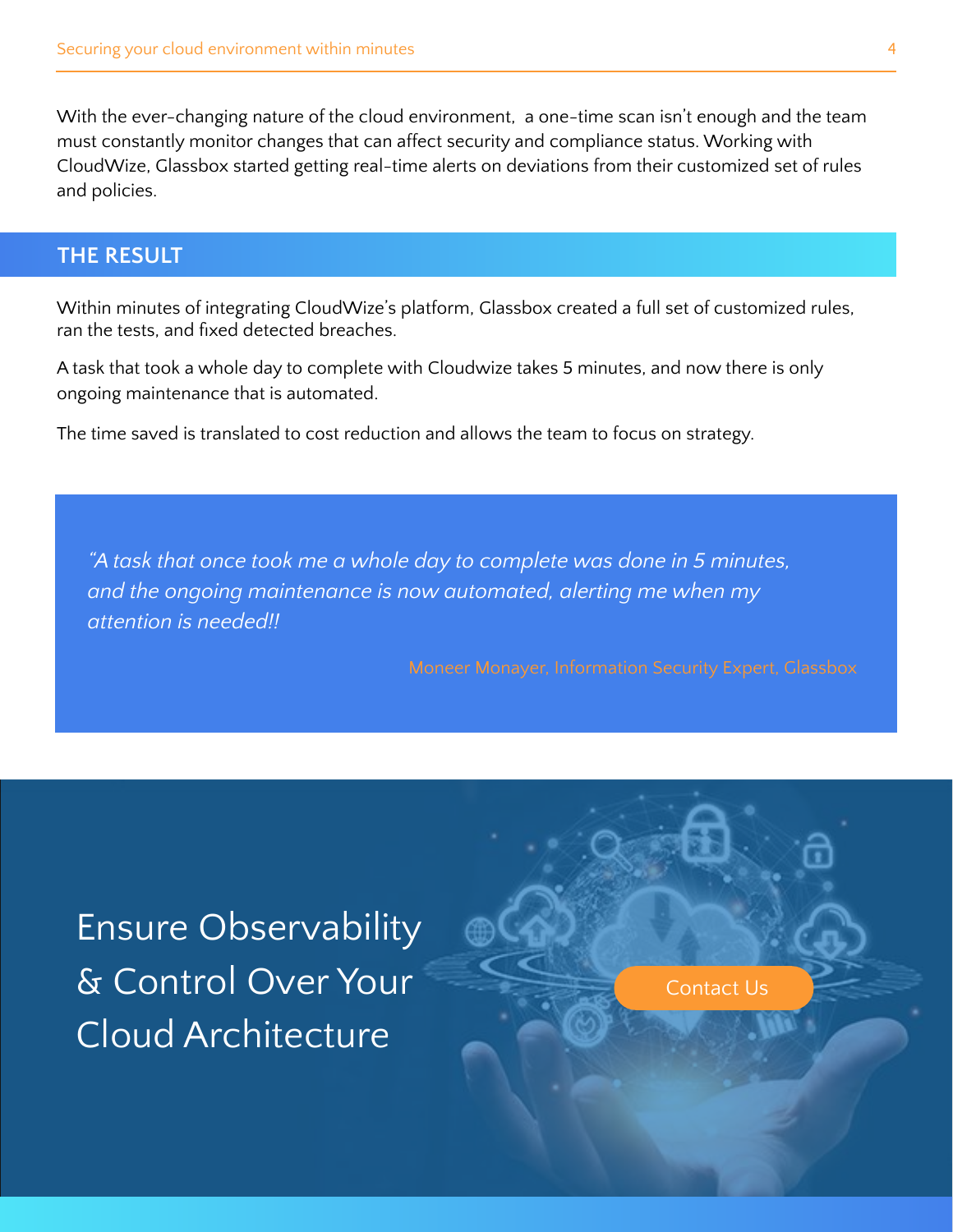With the ever-changing nature of the cloud environment, a one-time scan isn't enough and the team must constantly monitor changes that can affect security and compliance status. Working with CloudWize, Glassbox started getting real-time alerts on deviations from their customized set of rules and policies.

## THE RESULT

Within minutes of integrating CloudWize's platform, Glassbox created a full set of customized rules, ran the tests, and fixed detected breaches.

A task that took a whole day to complete with Cloudwize takes 5 minutes, and now there is only ongoing maintenance that is automated.

The time saved is translated to cost reduction and allows the team to focus on strategy.

> *"A task that once took me a whole day to complete was done in 5 minutes, and the ongoing maintenance is now automated, alerting me when my attention is needed!!*
>
> Moneer Monayer, Information Security Expert, Glassbox

Ensure Observability & Control Over Your Cloud Architecture

Contact Us